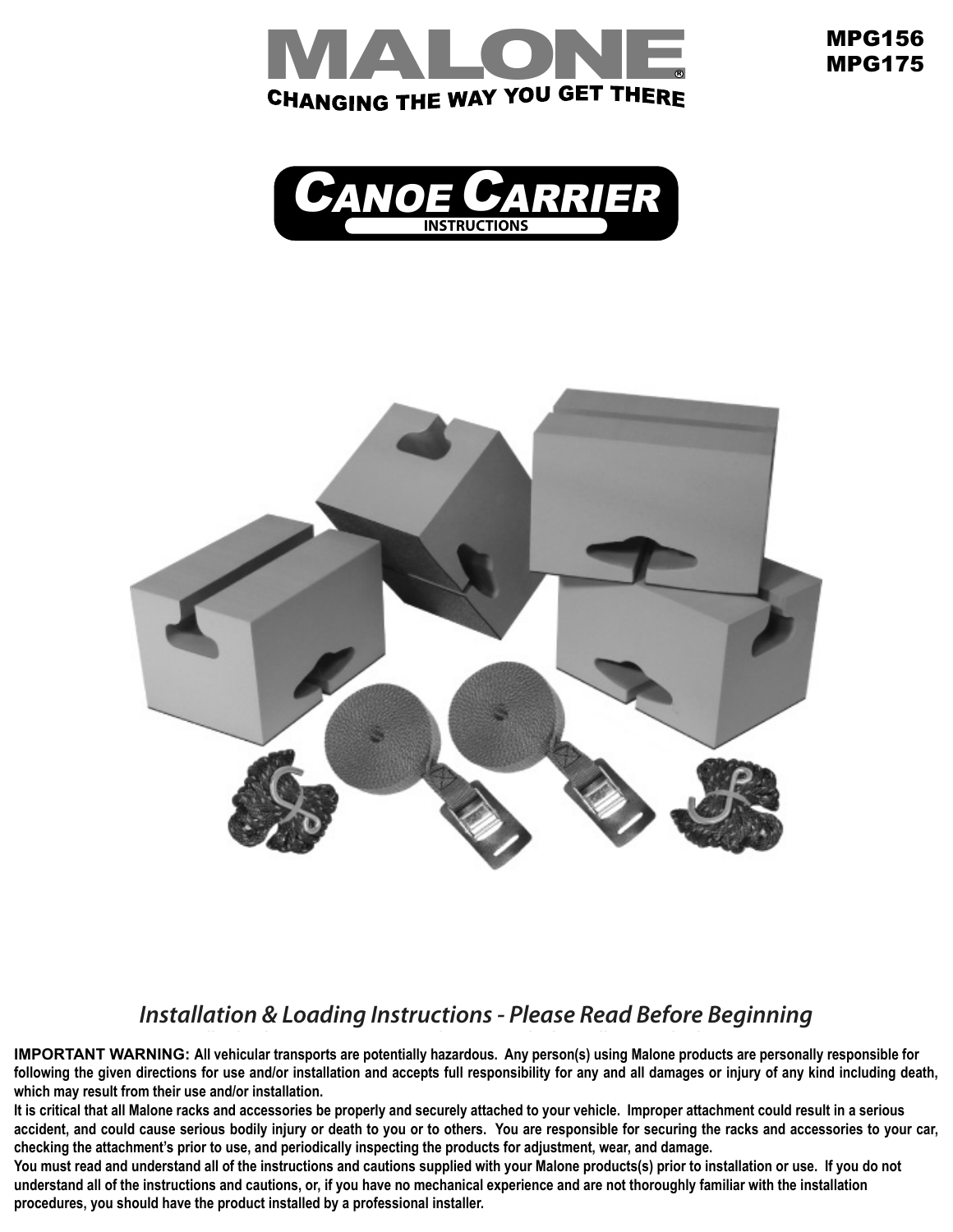# MALONE®

**CHANGING THE WAY YOU GET THERE**

**MPG156**
**MPG175**

# CANOE CARRIER

**INSTRUCTIONS**

## *Installation & Loading Instructions - Please Read Before Beginning*

**IMPORTANT WARNING: All vehicular transports are potentially hazardous. Any person(s) using Malone products are personally responsible for following the given directions for use and/or installation and accepts full responsibility for any and all damages or injury of any kind including death, which may result from their use and/or installation.**

**It is critical that all Malone racks and accessories be properly and securely attached to your vehicle. Improper attachment could result in a serious accident, and could cause serious bodily injury or death to you or to others. You are responsible for securing the racks and accessories to your car, checking the attachment's prior to use, and periodically inspecting the products for adjustment, wear, and damage.**

**You must read and understand all of the instructions and cautions supplied with your Malone products(s) prior to installation or use. If you do not understand all of the instructions and cautions, or, if you have no mechanical experience and are not thoroughly familiar with the installation procedures, you should have the product installed by a professional installer.**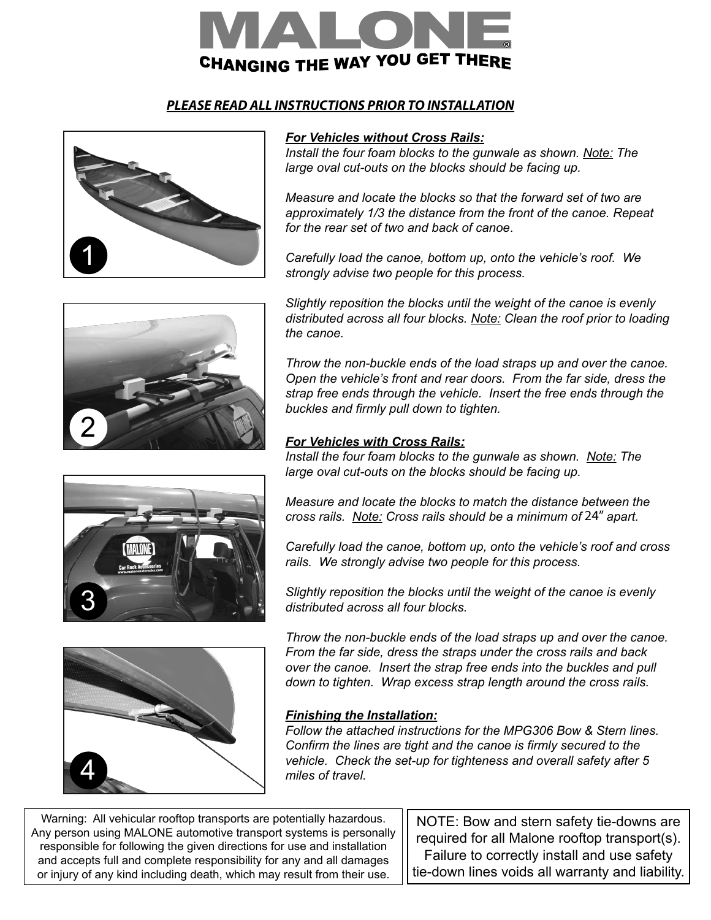# MALONE®

**CHANGING THE WAY YOU GET THERE**

***PLEASE READ ALL INSTRUCTIONS PRIOR TO INSTALLATION***

1

2

3

4

***For Vehicles without Cross Rails:***

*Install the four foam blocks to the gunwale as shown. Note: The large oval cut-outs on the blocks should be facing up.*

*Measure and locate the blocks so that the forward set of two are approximately 1/3 the distance from the front of the canoe. Repeat for the rear set of two and back of canoe.*

*Carefully load the canoe, bottom up, onto the vehicle's roof. We strongly advise two people for this process.*

*Slightly reposition the blocks until the weight of the canoe is evenly distributed across all four blocks. Note: Clean the roof prior to loading the canoe.*

*Throw the non-buckle ends of the load straps up and over the canoe. Open the vehicle's front and rear doors. From the far side, dress the strap free ends through the vehicle. Insert the free ends through the buckles and firmly pull down to tighten.*

***For Vehicles with Cross Rails:***

*Install the four foam blocks to the gunwale as shown. Note: The large oval cut-outs on the blocks should be facing up.*

*Measure and locate the blocks to match the distance between the cross rails. Note: Cross rails should be a minimum of 24" apart.*

*Carefully load the canoe, bottom up, onto the vehicle's roof and cross rails. We strongly advise two people for this process.*

*Slightly reposition the blocks until the weight of the canoe is evenly distributed across all four blocks.*

*Throw the non-buckle ends of the load straps up and over the canoe. From the far side, dress the straps under the cross rails and back over the canoe. Insert the strap free ends into the buckles and pull down to tighten. Wrap excess strap length around the cross rails.*

***Finishing the Installation:***

*Follow the attached instructions for the MPG306 Bow & Stern lines. Confirm the lines are tight and the canoe is firmly secured to the vehicle. Check the set-up for tighteness and overall safety after 5 miles of travel.*

Warning: All vehicular rooftop transports are potentially hazardous. Any person using MALONE automotive transport systems is personally responsible for following the given directions for use and installation and accepts full and complete responsibility for any and all damages or injury of any kind including death, which may result from their use.

NOTE: Bow and stern safety tie-downs are required for all Malone rooftop transport(s). Failure to correctly install and use safety tie-down lines voids all warranty and liability.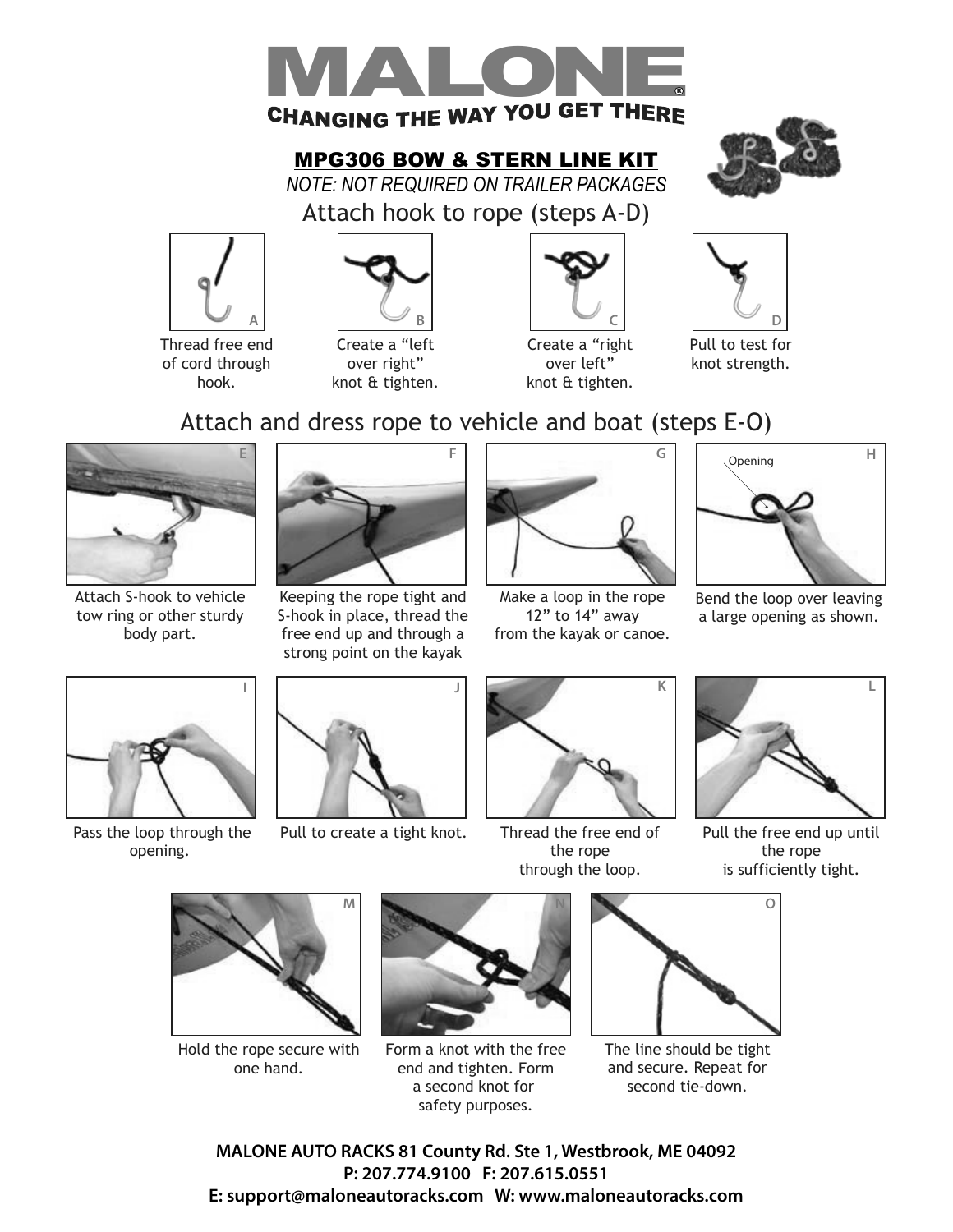# MALONE®

**CHANGING THE WAY YOU GET THERE**

## MPG306 BOW & STERN LINE KIT

*NOTE: NOT REQUIRED ON TRAILER PACKAGES*

### Attach hook to rope (steps A-D)

A — Thread free end of cord through hook.

B — Create a "left over right" knot & tighten.

C — Create a "right over left" knot & tighten.

D — Pull to test for knot strength.

### Attach and dress rope to vehicle and boat (steps E-O)

E — Attach S-hook to vehicle tow ring or other sturdy body part.

F — Keeping the rope tight and S-hook in place, thread the free end up and through a strong point on the kayak

G — Make a loop in the rope 12" to 14" away from the kayak or canoe.

H — Bend the loop over leaving a large opening as shown.

Opening

I — Pass the loop through the opening.

J — Pull to create a tight knot.

K — Thread the free end of the rope through the loop.

L — Pull the free end up until the rope is sufficiently tight.

M — Hold the rope secure with one hand.

N — Form a knot with the free end and tighten. Form a second knot for safety purposes.

O — The line should be tight and secure. Repeat for second tie-down.

**MALONE AUTO RACKS 81 County Rd. Ste 1, Westbrook, ME 04092**
**P: 207.774.9100 F: 207.615.0551**
**E: support@maloneautoracks.com W: www.maloneautoracks.com**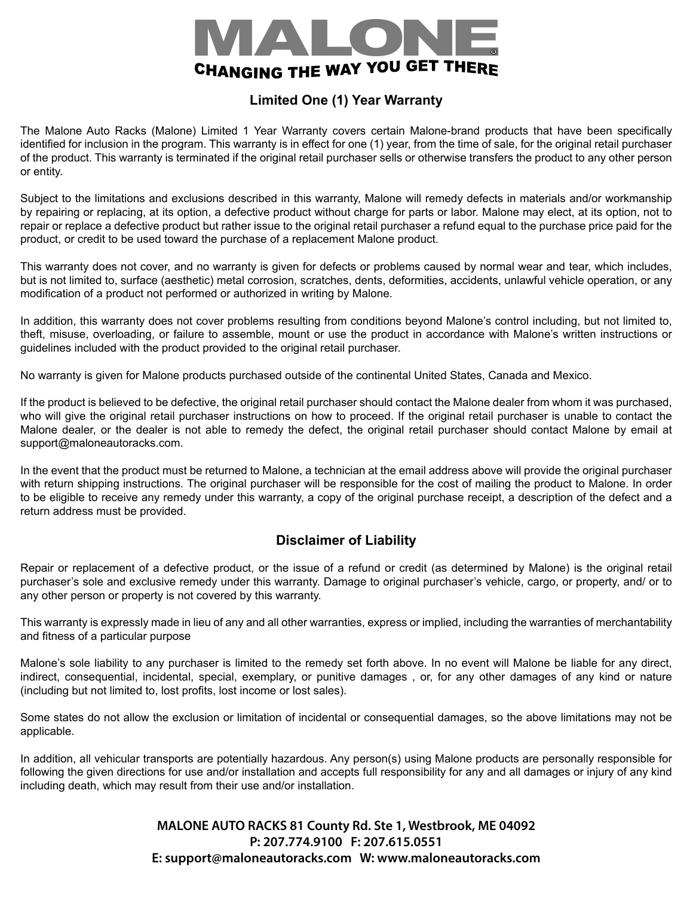# MALONE®

**CHANGING THE WAY YOU GET THERE**

## Limited One (1) Year Warranty

The Malone Auto Racks (Malone) Limited 1 Year Warranty covers certain Malone-brand products that have been specifically identified for inclusion in the program. This warranty is in effect for one (1) year, from the time of sale, for the original retail purchaser of the product. This warranty is terminated if the original retail purchaser sells or otherwise transfers the product to any other person or entity.

Subject to the limitations and exclusions described in this warranty, Malone will remedy defects in materials and/or workmanship by repairing or replacing, at its option, a defective product without charge for parts or labor. Malone may elect, at its option, not to repair or replace a defective product but rather issue to the original retail purchaser a refund equal to the purchase price paid for the product, or credit to be used toward the purchase of a replacement Malone product.

This warranty does not cover, and no warranty is given for defects or problems caused by normal wear and tear, which includes, but is not limited to, surface (aesthetic) metal corrosion, scratches, dents, deformities, accidents, unlawful vehicle operation, or any modification of a product not performed or authorized in writing by Malone.

In addition, this warranty does not cover problems resulting from conditions beyond Malone's control including, but not limited to, theft, misuse, overloading, or failure to assemble, mount or use the product in accordance with Malone's written instructions or guidelines included with the product provided to the original retail purchaser.

No warranty is given for Malone products purchased outside of the continental United States, Canada and Mexico.

If the product is believed to be defective, the original retail purchaser should contact the Malone dealer from whom it was purchased, who will give the original retail purchaser instructions on how to proceed. If the original retail purchaser is unable to contact the Malone dealer, or the dealer is not able to remedy the defect, the original retail purchaser should contact Malone by email at support@maloneautoracks.com.

In the event that the product must be returned to Malone, a technician at the email address above will provide the original purchaser with return shipping instructions. The original purchaser will be responsible for the cost of mailing the product to Malone. In order to be eligible to receive any remedy under this warranty, a copy of the original purchase receipt, a description of the defect and a return address must be provided.

## Disclaimer of Liability

Repair or replacement of a defective product, or the issue of a refund or credit (as determined by Malone) is the original retail purchaser's sole and exclusive remedy under this warranty. Damage to original purchaser's vehicle, cargo, or property, and/ or to any other person or property is not covered by this warranty.

This warranty is expressly made in lieu of any and all other warranties, express or implied, including the warranties of merchantability and fitness of a particular purpose

Malone's sole liability to any purchaser is limited to the remedy set forth above. In no event will Malone be liable for any direct, indirect, consequential, incidental, special, exemplary, or punitive damages , or, for any other damages of any kind or nature (including but not limited to, lost profits, lost income or lost sales).

Some states do not allow the exclusion or limitation of incidental or consequential damages, so the above limitations may not be applicable.

In addition, all vehicular transports are potentially hazardous. Any person(s) using Malone products are personally responsible for following the given directions for use and/or installation and accepts full responsibility for any and all damages or injury of any kind including death, which may result from their use and/or installation.

**MALONE AUTO RACKS 81 County Rd. Ste 1, Westbrook, ME 04092**
**P: 207.774.9100 F: 207.615.0551**
**E: support@maloneautoracks.com W: www.maloneautoracks.com**